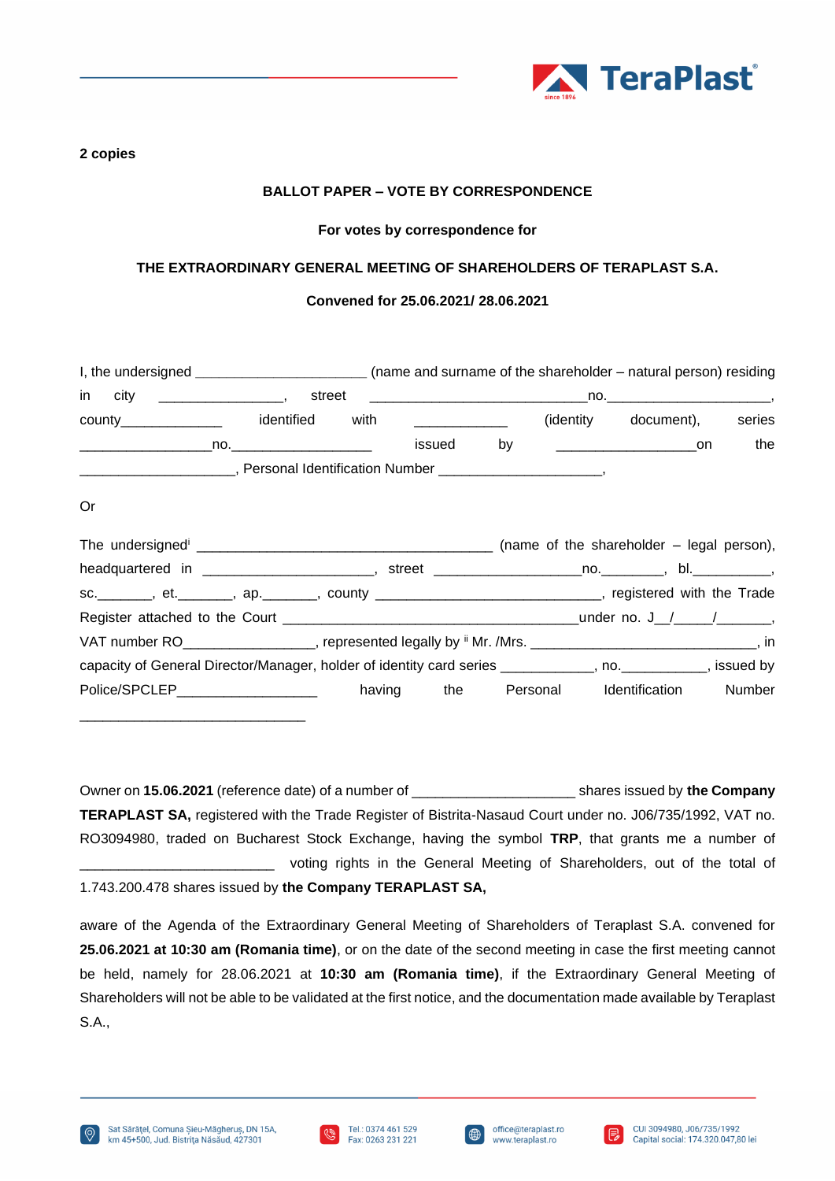**2 copies**

**BALLOT PAPER – VOTE BY CORRESPONDENCE**

**For votes by correspondence for**

**THE EXTRAORDINARY GENERAL MEETING OF SHAREHOLDERS OF TERAPLAST S.A.**

**Convened for 25.06.2021/ 28.06.2021**

I, the undersigned ______________________ (name and surname of the shareholder – natural person) residing in city ________________, street ____________________________no.______________________, county______________ identified with ____________ (identity document), series _________________no.___________________ issued by __________________on the ____________________, Personal Identification Number _____________________,

Or

The undersigned[i] _______________________________________ (name of the shareholder – legal person), headquartered in ______________________, street ___________________no.________, bl.__________, sc._______, et._______, ap._______, county ______________________________, registered with the Trade Register attached to the Court ______________________________________under no. J__/_____/_______, VAT number RO_________________, represented legally by [ii] Mr. /Mrs. ______________________________, in capacity of General Director/Manager, holder of identity card series ____________, no.___________, issued by Police/SPCLEP__________________ having the Personal Identification Number _____________________________

Owner on **15.06.2021** (reference date) of a number of _____________________ shares issued by **the Company TERAPLAST SA,** registered with the Trade Register of Bistrita-Nasaud Court under no. J06/735/1992, VAT no. RO3094980, traded on Bucharest Stock Exchange, having the symbol **TRP**, that grants me a number of _________________________ voting rights in the General Meeting of Shareholders, out of the total of 1.743.200.478 shares issued by **the Company TERAPLAST SA,**

aware of the Agenda of the Extraordinary General Meeting of Shareholders of Teraplast S.A. convened for **25.06.2021 at 10:30 am (Romania time)**, or on the date of the second meeting in case the first meeting cannot be held, namely for 28.06.2021 at **10:30 am (Romania time)**, if the Extraordinary General Meeting of Shareholders will not be able to be validated at the first notice, and the documentation made available by Teraplast S.A.,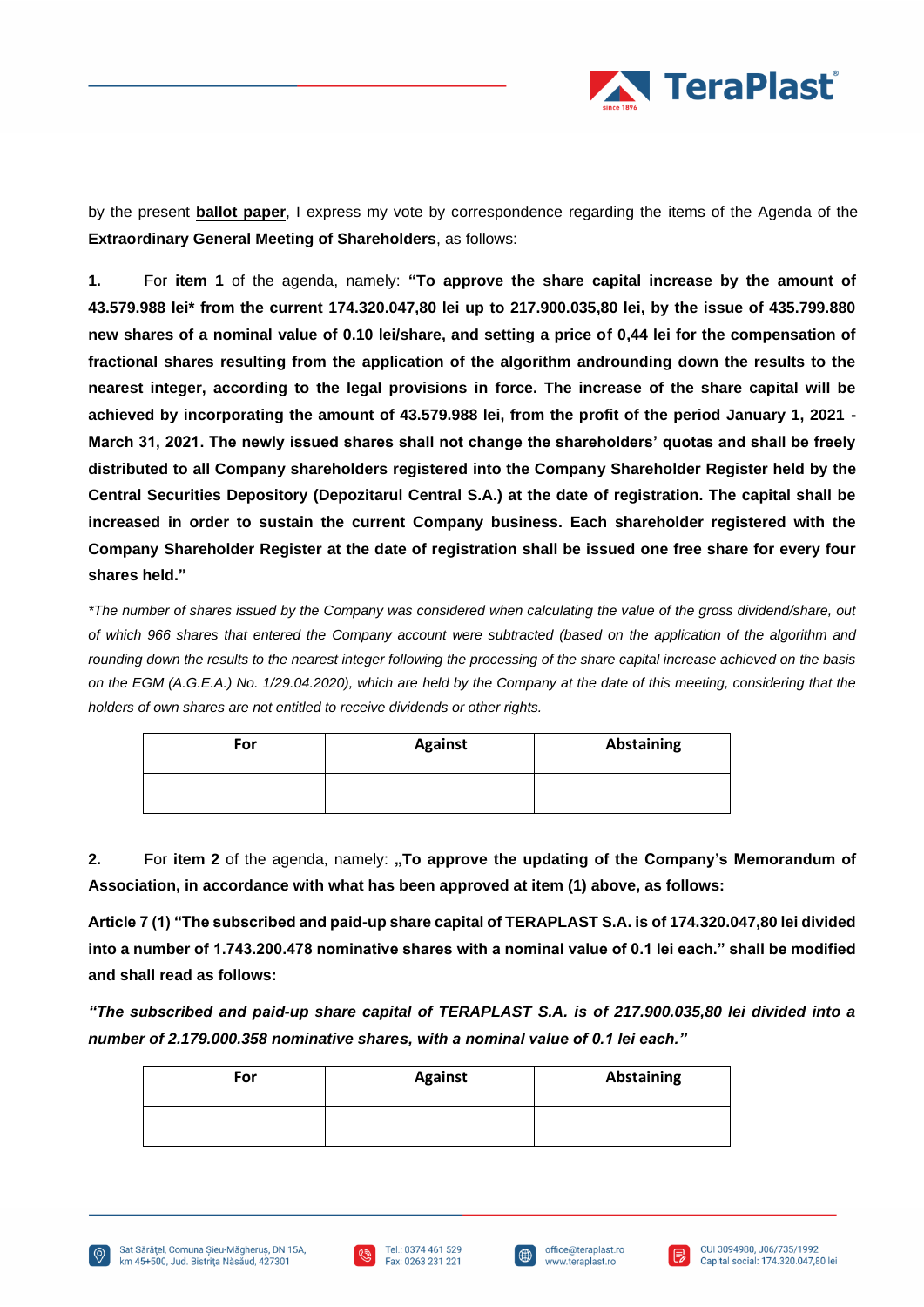by the present **ballot paper**, I express my vote by correspondence regarding the items of the Agenda of the **Extraordinary General Meeting of Shareholders**, as follows:

**1.** For **item 1** of the agenda, namely: **"To approve the share capital increase by the amount of 43.579.988 lei* from the current 174.320.047,80 lei up to 217.900.035,80 lei, by the issue of 435.799.880 new shares of a nominal value of 0.10 lei/share, and setting a price of 0,44 lei for the compensation of fractional shares resulting from the application of the algorithm androunding down the results to the nearest integer, according to the legal provisions in force. The increase of the share capital will be achieved by incorporating the amount of 43.579.988 lei, from the profit of the period January 1, 2021 - March 31, 2021. The newly issued shares shall not change the shareholders' quotas and shall be freely distributed to all Company shareholders registered into the Company Shareholder Register held by the Central Securities Depository (Depozitarul Central S.A.) at the date of registration. The capital shall be increased in order to sustain the current Company business. Each shareholder registered with the Company Shareholder Register at the date of registration shall be issued one free share for every four shares held."**

**The number of shares issued by the Company was considered when calculating the value of the gross dividend/share, out of which 966 shares that entered the Company account were subtracted (based on the application of the algorithm and rounding down the results to the nearest integer following the processing of the share capital increase achieved on the basis on the EGM (A.G.E.A.) No. 1/29.04.2020), which are held by the Company at the date of this meeting, considering that the holders of own shares are not entitled to receive dividends or other rights.*

| For | Against | Abstaining |
|---|---|---|
| | | |

**2.** For **item 2** of the agenda, namely: **„To approve the updating of the Company's Memorandum of Association, in accordance with what has been approved at item (1) above, as follows:**

**Article 7 (1) "The subscribed and paid-up share capital of TERAPLAST S.A. is of 174.320.047,80 lei divided into a number of 1.743.200.478 nominative shares with a nominal value of 0.1 lei each." shall be modified and shall read as follows:**

***"The subscribed and paid-up share capital of TERAPLAST S.A. is of 217.900.035,80 lei divided into a number of 2.179.000.358 nominative shares, with a nominal value of 0.1 lei each."***

| For | Against | Abstaining |
|---|---|---|
| | | |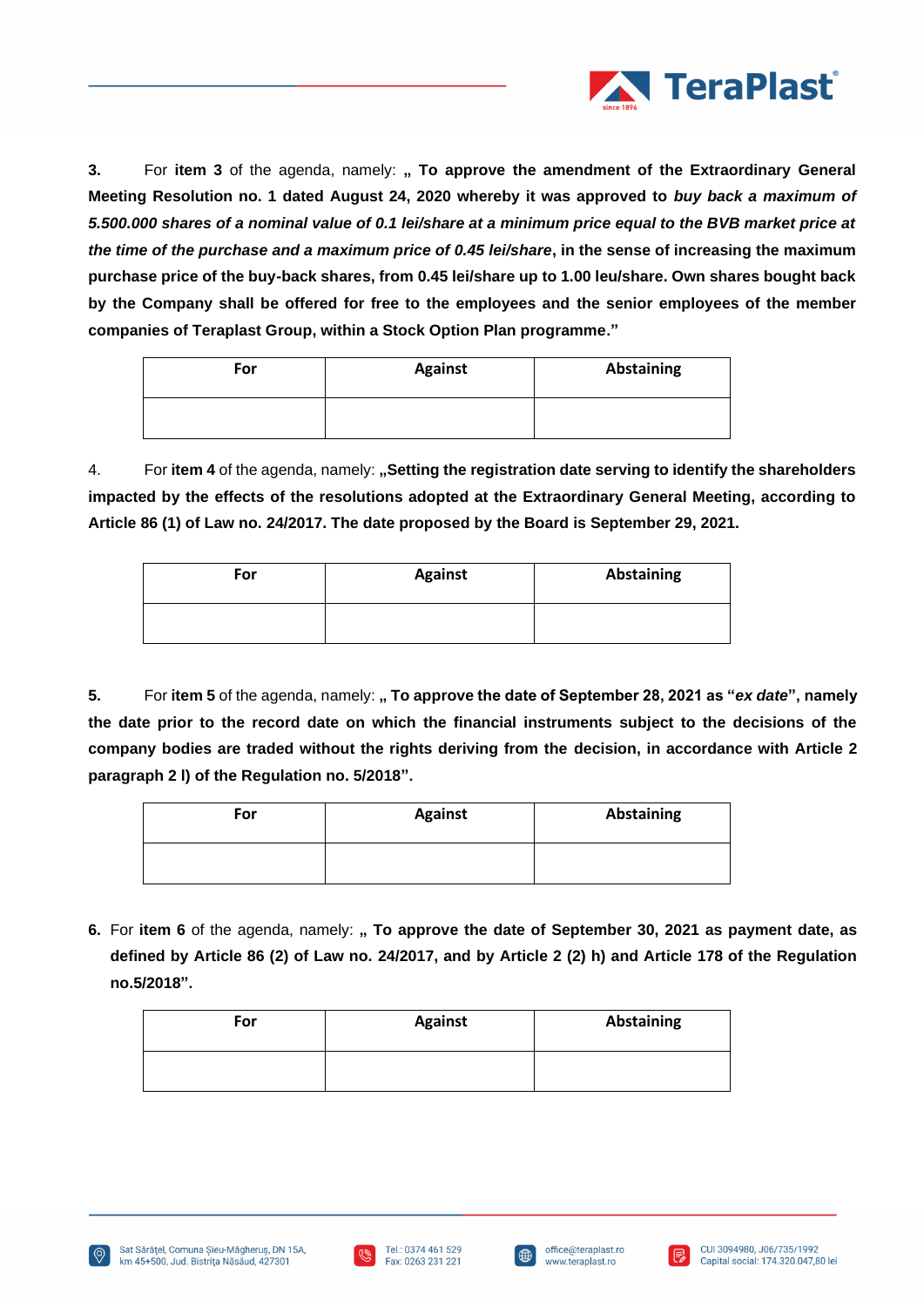**3.** For **item 3** of the agenda, namely: **„ To approve the amendment of the Extraordinary General Meeting Resolution no. 1 dated August 24, 2020 whereby it was approved to *buy back a maximum of 5.500.000 shares of a nominal value of 0.1 lei/share at a minimum price equal to the BVB market price at the time of the purchase and a maximum price of 0.45 lei/share*, in the sense of increasing the maximum purchase price of the buy-back shares, from 0.45 lei/share up to 1.00 leu/share. Own shares bought back by the Company shall be offered for free to the employees and the senior employees of the member companies of Teraplast Group, within a Stock Option Plan programme."**

| For | Against | Abstaining |
|---|---|---|
| | | |

4. For **item 4** of the agenda, namely: **„Setting the registration date serving to identify the shareholders impacted by the effects of the resolutions adopted at the Extraordinary General Meeting, according to Article 86 (1) of Law no. 24/2017. The date proposed by the Board is September 29, 2021.**

| For | Against | Abstaining |
|---|---|---|
| | | |

**5.** For **item 5** of the agenda, namely: **„ To approve the date of September 28, 2021 as "*ex date*", namely the date prior to the record date on which the financial instruments subject to the decisions of the company bodies are traded without the rights deriving from the decision, in accordance with Article 2 paragraph 2 l) of the Regulation no. 5/2018".**

| For | Against | Abstaining |
|---|---|---|
| | | |

**6.** For **item 6** of the agenda, namely: **„ To approve the date of September 30, 2021 as payment date, as defined by Article 86 (2) of Law no. 24/2017, and by Article 2 (2) h) and Article 178 of the Regulation no.5/2018".**

| For | Against | Abstaining |
|---|---|---|
| | | |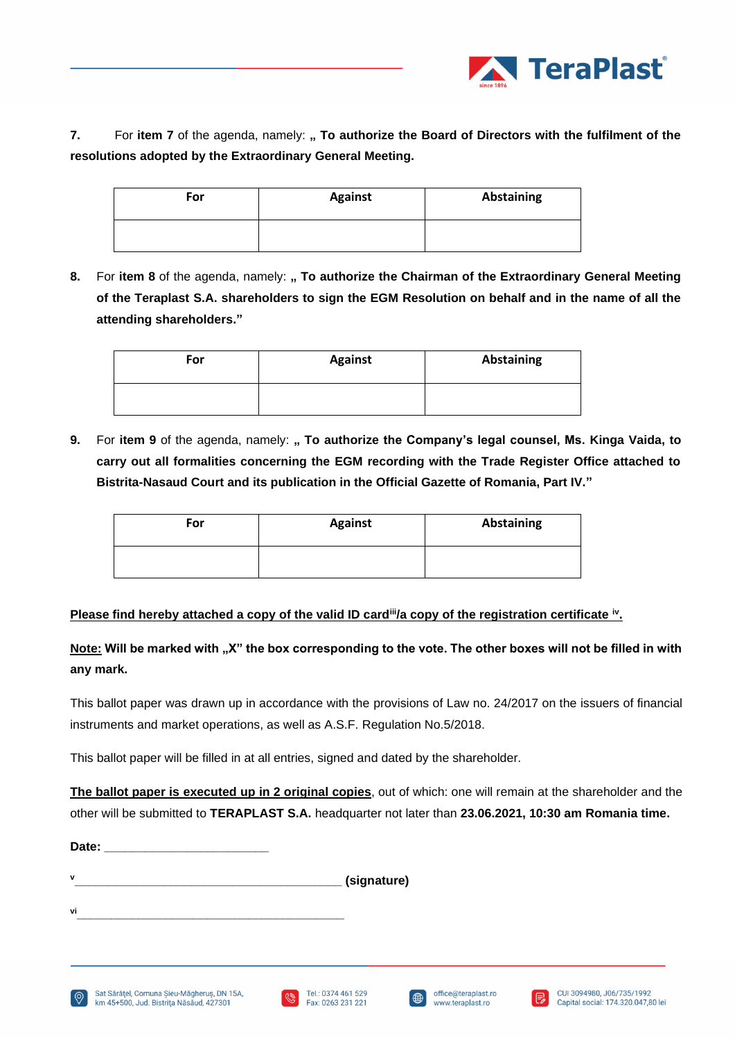7. For **item 7** of the agenda, namely: **„ To authorize the Board of Directors with the fulfilment of the resolutions adopted by the Extraordinary General Meeting.**

| For | Against | Abstaining |
|---|---|---|
| | | |

8. For **item 8** of the agenda, namely: **„ To authorize the Chairman of the Extraordinary General Meeting of the Teraplast S.A. shareholders to sign the EGM Resolution on behalf and in the name of all the attending shareholders."**

| For | Against | Abstaining |
|---|---|---|
| | | |

9. For **item 9** of the agenda, namely: **„ To authorize the Company's legal counsel, Ms. Kinga Vaida, to carry out all formalities concerning the EGM recording with the Trade Register Office attached to Bistrita-Nasaud Court and its publication in the Official Gazette of Romania, Part IV."**

| For | Against | Abstaining |
|---|---|---|
| | | |

**Please find hereby attached a copy of the valid ID card[iii]/a copy of the registration certificate [iv].**

**Note: Will be marked with „X" the box corresponding to the vote. The other boxes will not be filled in with any mark.**

This ballot paper was drawn up in accordance with the provisions of Law no. 24/2017 on the issuers of financial instruments and market operations, as well as A.S.F. Regulation No.5/2018.

This ballot paper will be filled in at all entries, signed and dated by the shareholder.

**The ballot paper is executed up in 2 original copies**, out of which: one will remain at the shareholder and the other will be submitted to **TERAPLAST S.A.** headquarter not later than **23.06.2021, 10:30 am Romania time.**

**Date:** ________________________

[v]________________________________________ **(signature)**

[vi]________________________________________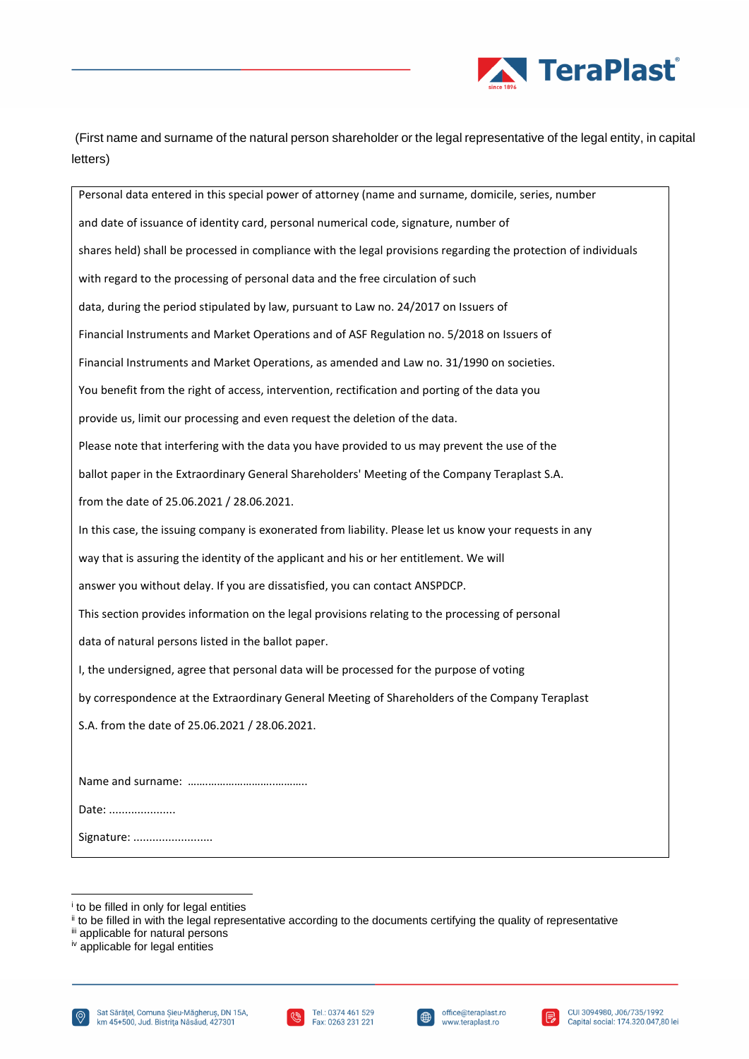(First name and surname of the natural person shareholder or the legal representative of the legal entity, in capital letters)

Personal data entered in this special power of attorney (name and surname, domicile, series, number and date of issuance of identity card, personal numerical code, signature, number of shares held) shall be processed in compliance with the legal provisions regarding the protection of individuals with regard to the processing of personal data and the free circulation of such data, during the period stipulated by law, pursuant to Law no. 24/2017 on Issuers of Financial Instruments and Market Operations and of ASF Regulation no. 5/2018 on Issuers of Financial Instruments and Market Operations, as amended and Law no. 31/1990 on societies.

You benefit from the right of access, intervention, rectification and porting of the data you provide us, limit our processing and even request the deletion of the data.

Please note that interfering with the data you have provided to us may prevent the use of the ballot paper in the Extraordinary General Shareholders' Meeting of the Company Teraplast S.A. from the date of 25.06.2021 / 28.06.2021.

In this case, the issuing company is exonerated from liability. Please let us know your requests in any way that is assuring the identity of the applicant and his or her entitlement. We will answer you without delay. If you are dissatisfied, you can contact ANSPDCP.

This section provides information on the legal provisions relating to the processing of personal data of natural persons listed in the ballot paper.

I, the undersigned, agree that personal data will be processed for the purpose of voting by correspondence at the Extraordinary General Meeting of Shareholders of the Company Teraplast S.A. from the date of 25.06.2021 / 28.06.2021.

Name and surname: ......................................

Date: ....................

Signature: .........................

---

[i] to be filled in only for legal entities

[ii] to be filled in with the legal representative according to the documents certifying the quality of representative

[iii] applicable for natural persons

[iv] applicable for legal entities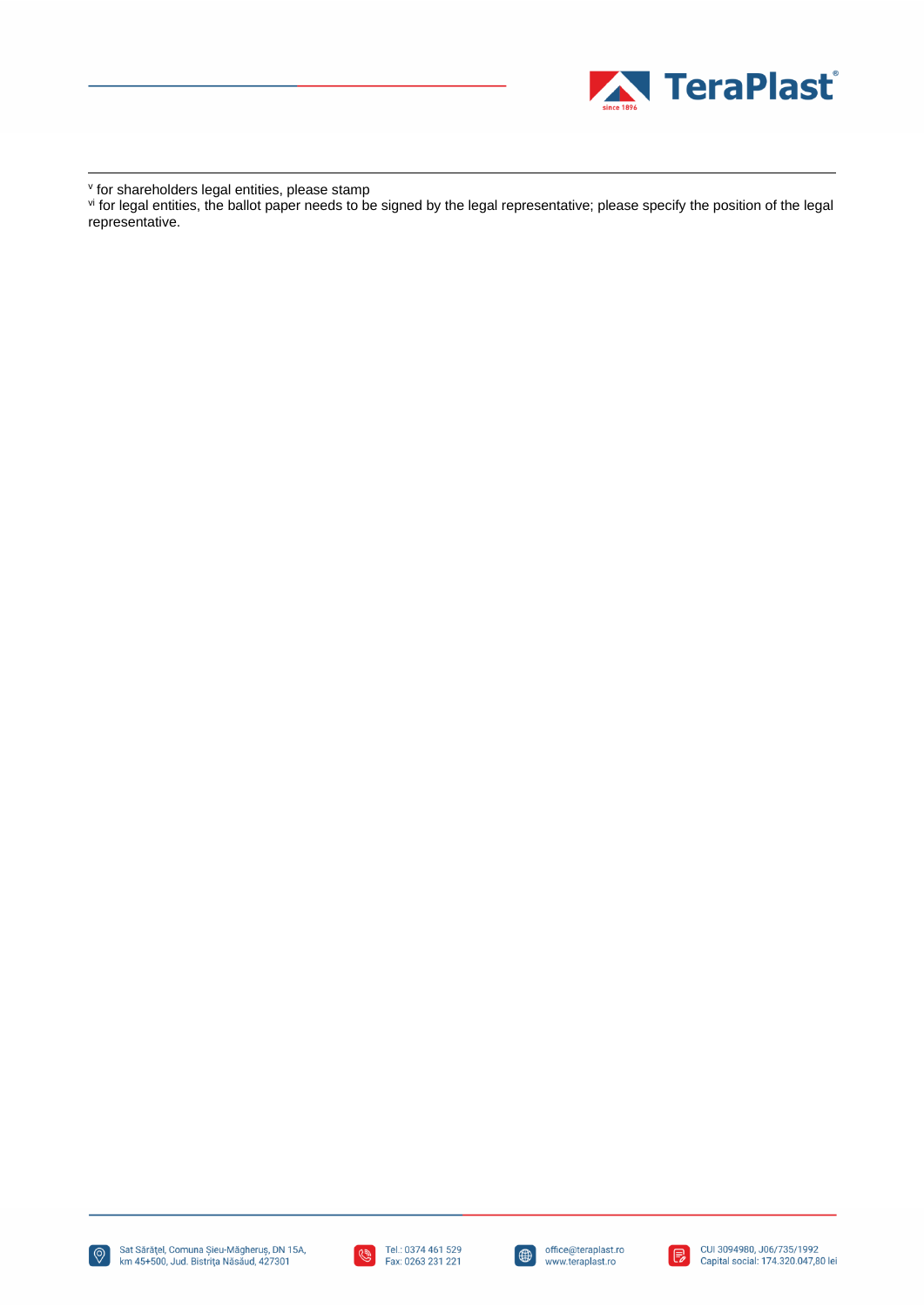[v] for shareholders legal entities, please stamp

[vi] for legal entities, the ballot paper needs to be signed by the legal representative; please specify the position of the legal representative.